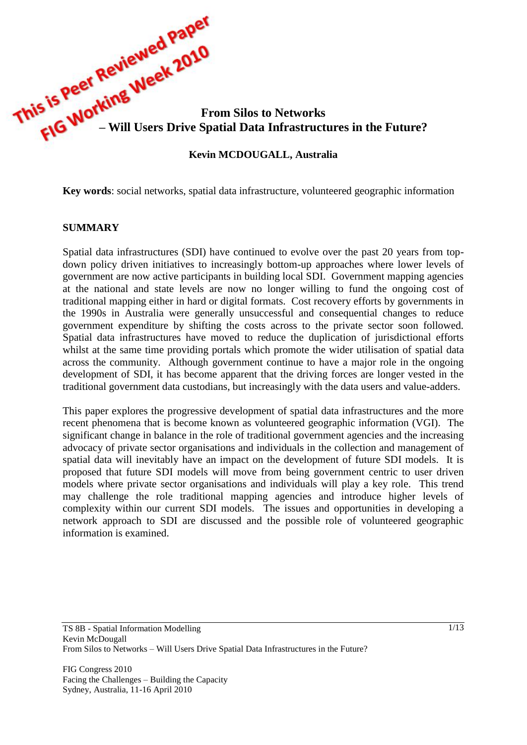This is Peer Reviewed Paper
FIG Working Week 2010

# From Silos to Networks – Will Users Drive Spatial Data Infrastructures in the Future?

**Kevin MCDOUGALL, Australia**

**Key words**: social networks, spatial data infrastructure, volunteered geographic information

## SUMMARY

Spatial data infrastructures (SDI) have continued to evolve over the past 20 years from top-down policy driven initiatives to increasingly bottom-up approaches where lower levels of government are now active participants in building local SDI. Government mapping agencies at the national and state levels are now no longer willing to fund the ongoing cost of traditional mapping either in hard or digital formats. Cost recovery efforts by governments in the 1990s in Australia were generally unsuccessful and consequential changes to reduce government expenditure by shifting the costs across to the private sector soon followed. Spatial data infrastructures have moved to reduce the duplication of jurisdictional efforts whilst at the same time providing portals which promote the wider utilisation of spatial data across the community. Although government continue to have a major role in the ongoing development of SDI, it has become apparent that the driving forces are longer vested in the traditional government data custodians, but increasingly with the data users and value-adders.

This paper explores the progressive development of spatial data infrastructures and the more recent phenomena that is become known as volunteered geographic information (VGI). The significant change in balance in the role of traditional government agencies and the increasing advocacy of private sector organisations and individuals in the collection and management of spatial data will inevitably have an impact on the development of future SDI models. It is proposed that future SDI models will move from being government centric to user driven models where private sector organisations and individuals will play a key role. This trend may challenge the role traditional mapping agencies and introduce higher levels of complexity within our current SDI models. The issues and opportunities in developing a network approach to SDI are discussed and the possible role of volunteered geographic information is examined.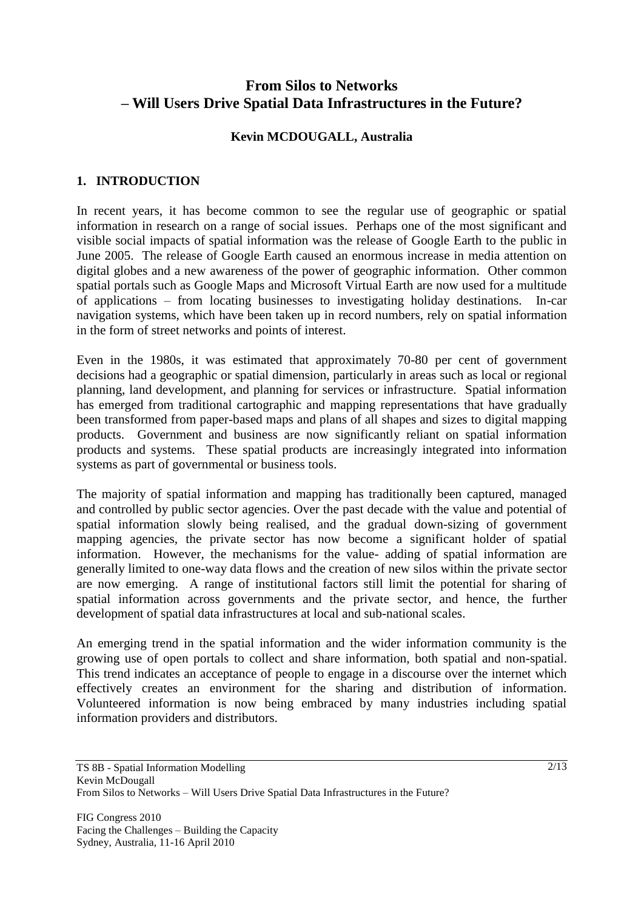# From Silos to Networks – Will Users Drive Spatial Data Infrastructures in the Future?

**Kevin MCDOUGALL, Australia**

## 1. INTRODUCTION

In recent years, it has become common to see the regular use of geographic or spatial information in research on a range of social issues. Perhaps one of the most significant and visible social impacts of spatial information was the release of Google Earth to the public in June 2005. The release of Google Earth caused an enormous increase in media attention on digital globes and a new awareness of the power of geographic information. Other common spatial portals such as Google Maps and Microsoft Virtual Earth are now used for a multitude of applications – from locating businesses to investigating holiday destinations. In-car navigation systems, which have been taken up in record numbers, rely on spatial information in the form of street networks and points of interest.

Even in the 1980s, it was estimated that approximately 70-80 per cent of government decisions had a geographic or spatial dimension, particularly in areas such as local or regional planning, land development, and planning for services or infrastructure. Spatial information has emerged from traditional cartographic and mapping representations that have gradually been transformed from paper-based maps and plans of all shapes and sizes to digital mapping products. Government and business are now significantly reliant on spatial information products and systems. These spatial products are increasingly integrated into information systems as part of governmental or business tools.

The majority of spatial information and mapping has traditionally been captured, managed and controlled by public sector agencies. Over the past decade with the value and potential of spatial information slowly being realised, and the gradual down-sizing of government mapping agencies, the private sector has now become a significant holder of spatial information. However, the mechanisms for the value- adding of spatial information are generally limited to one-way data flows and the creation of new silos within the private sector are now emerging. A range of institutional factors still limit the potential for sharing of spatial information across governments and the private sector, and hence, the further development of spatial data infrastructures at local and sub-national scales.

An emerging trend in the spatial information and the wider information community is the growing use of open portals to collect and share information, both spatial and non-spatial. This trend indicates an acceptance of people to engage in a discourse over the internet which effectively creates an environment for the sharing and distribution of information. Volunteered information is now being embraced by many industries including spatial information providers and distributors.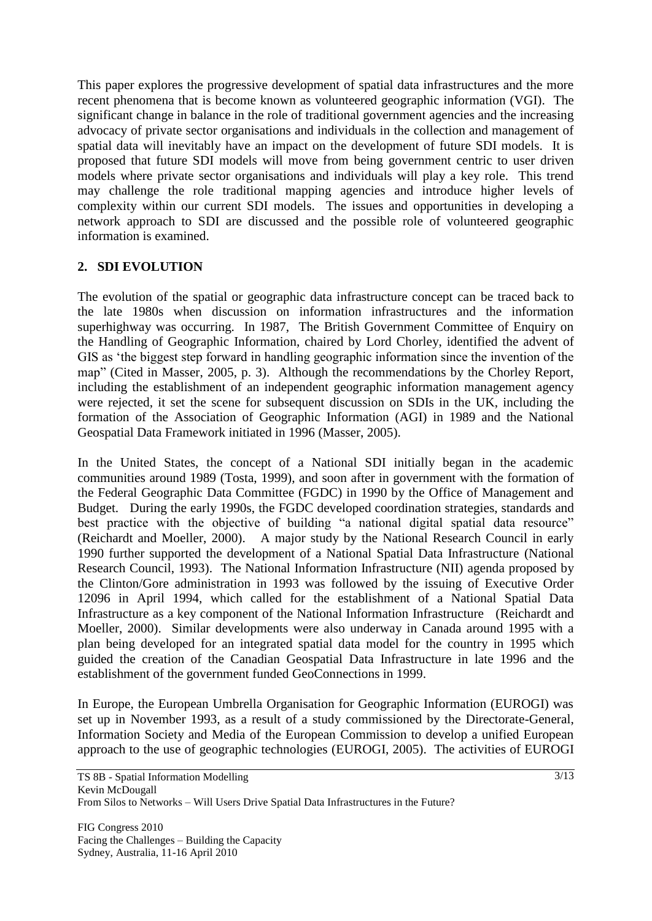This paper explores the progressive development of spatial data infrastructures and the more recent phenomena that is become known as volunteered geographic information (VGI). The significant change in balance in the role of traditional government agencies and the increasing advocacy of private sector organisations and individuals in the collection and management of spatial data will inevitably have an impact on the development of future SDI models. It is proposed that future SDI models will move from being government centric to user driven models where private sector organisations and individuals will play a key role. This trend may challenge the role traditional mapping agencies and introduce higher levels of complexity within our current SDI models. The issues and opportunities in developing a network approach to SDI are discussed and the possible role of volunteered geographic information is examined.

## 2. SDI EVOLUTION

The evolution of the spatial or geographic data infrastructure concept can be traced back to the late 1980s when discussion on information infrastructures and the information superhighway was occurring. In 1987, The British Government Committee of Enquiry on the Handling of Geographic Information, chaired by Lord Chorley, identified the advent of GIS as 'the biggest step forward in handling geographic information since the invention of the map" (Cited in Masser, 2005, p. 3). Although the recommendations by the Chorley Report, including the establishment of an independent geographic information management agency were rejected, it set the scene for subsequent discussion on SDIs in the UK, including the formation of the Association of Geographic Information (AGI) in 1989 and the National Geospatial Data Framework initiated in 1996 (Masser, 2005).

In the United States, the concept of a National SDI initially began in the academic communities around 1989 (Tosta, 1999), and soon after in government with the formation of the Federal Geographic Data Committee (FGDC) in 1990 by the Office of Management and Budget. During the early 1990s, the FGDC developed coordination strategies, standards and best practice with the objective of building "a national digital spatial data resource" (Reichardt and Moeller, 2000). A major study by the National Research Council in early 1990 further supported the development of a National Spatial Data Infrastructure (National Research Council, 1993). The National Information Infrastructure (NII) agenda proposed by the Clinton/Gore administration in 1993 was followed by the issuing of Executive Order 12096 in April 1994, which called for the establishment of a National Spatial Data Infrastructure as a key component of the National Information Infrastructure (Reichardt and Moeller, 2000). Similar developments were also underway in Canada around 1995 with a plan being developed for an integrated spatial data model for the country in 1995 which guided the creation of the Canadian Geospatial Data Infrastructure in late 1996 and the establishment of the government funded GeoConnections in 1999.

In Europe, the European Umbrella Organisation for Geographic Information (EUROGI) was set up in November 1993, as a result of a study commissioned by the Directorate-General, Information Society and Media of the European Commission to develop a unified European approach to the use of geographic technologies (EUROGI, 2005). The activities of EUROGI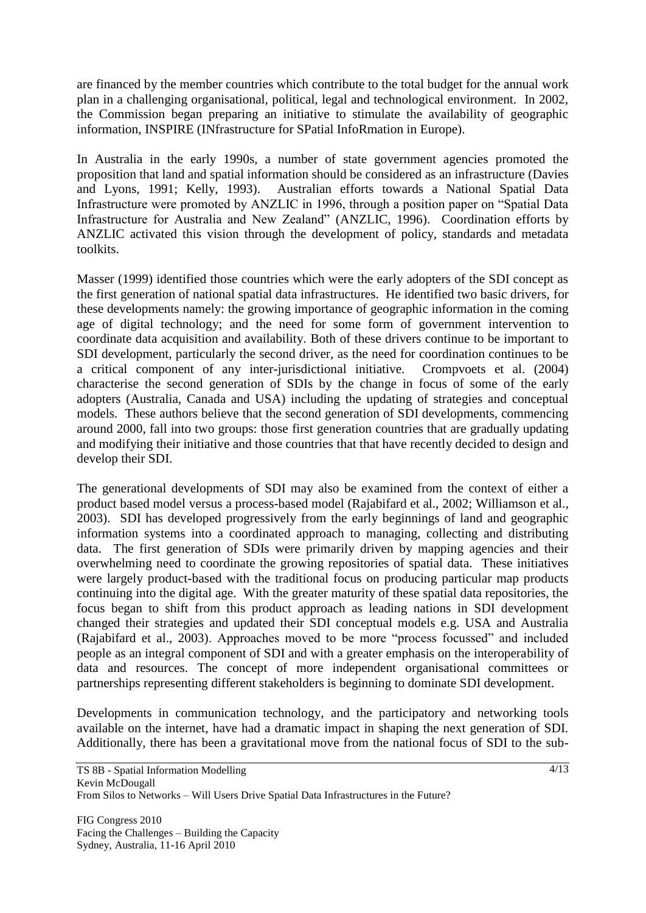are financed by the member countries which contribute to the total budget for the annual work plan in a challenging organisational, political, legal and technological environment. In 2002, the Commission began preparing an initiative to stimulate the availability of geographic information, INSPIRE (INfrastructure for SPatial InfoRmation in Europe).

In Australia in the early 1990s, a number of state government agencies promoted the proposition that land and spatial information should be considered as an infrastructure (Davies and Lyons, 1991; Kelly, 1993). Australian efforts towards a National Spatial Data Infrastructure were promoted by ANZLIC in 1996, through a position paper on "Spatial Data Infrastructure for Australia and New Zealand" (ANZLIC, 1996). Coordination efforts by ANZLIC activated this vision through the development of policy, standards and metadata toolkits.

Masser (1999) identified those countries which were the early adopters of the SDI concept as the first generation of national spatial data infrastructures. He identified two basic drivers, for these developments namely: the growing importance of geographic information in the coming age of digital technology; and the need for some form of government intervention to coordinate data acquisition and availability. Both of these drivers continue to be important to SDI development, particularly the second driver, as the need for coordination continues to be a critical component of any inter-jurisdictional initiative. Crompvoets et al. (2004) characterise the second generation of SDIs by the change in focus of some of the early adopters (Australia, Canada and USA) including the updating of strategies and conceptual models. These authors believe that the second generation of SDI developments, commencing around 2000, fall into two groups: those first generation countries that are gradually updating and modifying their initiative and those countries that that have recently decided to design and develop their SDI.

The generational developments of SDI may also be examined from the context of either a product based model versus a process-based model (Rajabifard et al., 2002; Williamson et al., 2003). SDI has developed progressively from the early beginnings of land and geographic information systems into a coordinated approach to managing, collecting and distributing data. The first generation of SDIs were primarily driven by mapping agencies and their overwhelming need to coordinate the growing repositories of spatial data. These initiatives were largely product-based with the traditional focus on producing particular map products continuing into the digital age. With the greater maturity of these spatial data repositories, the focus began to shift from this product approach as leading nations in SDI development changed their strategies and updated their SDI conceptual models e.g. USA and Australia (Rajabifard et al., 2003). Approaches moved to be more "process focussed" and included people as an integral component of SDI and with a greater emphasis on the interoperability of data and resources. The concept of more independent organisational committees or partnerships representing different stakeholders is beginning to dominate SDI development.

Developments in communication technology, and the participatory and networking tools available on the internet, have had a dramatic impact in shaping the next generation of SDI. Additionally, there has been a gravitational move from the national focus of SDI to the sub-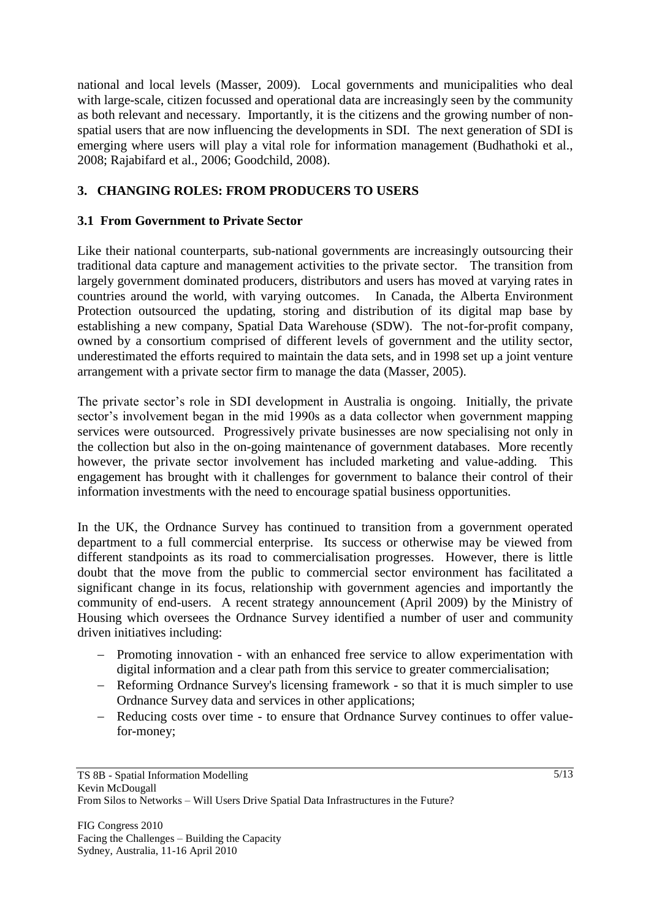national and local levels (Masser, 2009). Local governments and municipalities who deal with large-scale, citizen focussed and operational data are increasingly seen by the community as both relevant and necessary. Importantly, it is the citizens and the growing number of non-spatial users that are now influencing the developments in SDI. The next generation of SDI is emerging where users will play a vital role for information management (Budhathoki et al., 2008; Rajabifard et al., 2006; Goodchild, 2008).

## 3. CHANGING ROLES: FROM PRODUCERS TO USERS

### 3.1 From Government to Private Sector

Like their national counterparts, sub-national governments are increasingly outsourcing their traditional data capture and management activities to the private sector. The transition from largely government dominated producers, distributors and users has moved at varying rates in countries around the world, with varying outcomes. In Canada, the Alberta Environment Protection outsourced the updating, storing and distribution of its digital map base by establishing a new company, Spatial Data Warehouse (SDW). The not-for-profit company, owned by a consortium comprised of different levels of government and the utility sector, underestimated the efforts required to maintain the data sets, and in 1998 set up a joint venture arrangement with a private sector firm to manage the data (Masser, 2005).

The private sector's role in SDI development in Australia is ongoing. Initially, the private sector's involvement began in the mid 1990s as a data collector when government mapping services were outsourced. Progressively private businesses are now specialising not only in the collection but also in the on-going maintenance of government databases. More recently however, the private sector involvement has included marketing and value-adding. This engagement has brought with it challenges for government to balance their control of their information investments with the need to encourage spatial business opportunities.

In the UK, the Ordnance Survey has continued to transition from a government operated department to a full commercial enterprise. Its success or otherwise may be viewed from different standpoints as its road to commercialisation progresses. However, there is little doubt that the move from the public to commercial sector environment has facilitated a significant change in its focus, relationship with government agencies and importantly the community of end-users. A recent strategy announcement (April 2009) by the Ministry of Housing which oversees the Ordnance Survey identified a number of user and community driven initiatives including:

- Promoting innovation - with an enhanced free service to allow experimentation with digital information and a clear path from this service to greater commercialisation;
- Reforming Ordnance Survey's licensing framework - so that it is much simpler to use Ordnance Survey data and services in other applications;
- Reducing costs over time - to ensure that Ordnance Survey continues to offer value-for-money;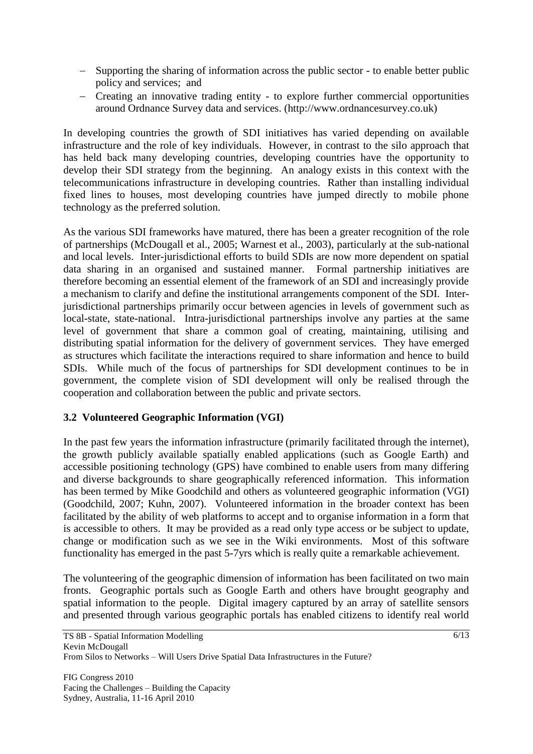- Supporting the sharing of information across the public sector - to enable better public policy and services; and
- Creating an innovative trading entity - to explore further commercial opportunities around Ordnance Survey data and services. (http://www.ordnancesurvey.co.uk)

In developing countries the growth of SDI initiatives has varied depending on available infrastructure and the role of key individuals. However, in contrast to the silo approach that has held back many developing countries, developing countries have the opportunity to develop their SDI strategy from the beginning. An analogy exists in this context with the telecommunications infrastructure in developing countries. Rather than installing individual fixed lines to houses, most developing countries have jumped directly to mobile phone technology as the preferred solution.

As the various SDI frameworks have matured, there has been a greater recognition of the role of partnerships (McDougall et al., 2005; Warnest et al., 2003), particularly at the sub-national and local levels. Inter-jurisdictional efforts to build SDIs are now more dependent on spatial data sharing in an organised and sustained manner. Formal partnership initiatives are therefore becoming an essential element of the framework of an SDI and increasingly provide a mechanism to clarify and define the institutional arrangements component of the SDI. Inter-jurisdictional partnerships primarily occur between agencies in levels of government such as local-state, state-national. Intra-jurisdictional partnerships involve any parties at the same level of government that share a common goal of creating, maintaining, utilising and distributing spatial information for the delivery of government services. They have emerged as structures which facilitate the interactions required to share information and hence to build SDIs. While much of the focus of partnerships for SDI development continues to be in government, the complete vision of SDI development will only be realised through the cooperation and collaboration between the public and private sectors.

### 3.2 Volunteered Geographic Information (VGI)

In the past few years the information infrastructure (primarily facilitated through the internet), the growth publicly available spatially enabled applications (such as Google Earth) and accessible positioning technology (GPS) have combined to enable users from many differing and diverse backgrounds to share geographically referenced information. This information has been termed by Mike Goodchild and others as volunteered geographic information (VGI) (Goodchild, 2007; Kuhn, 2007). Volunteered information in the broader context has been facilitated by the ability of web platforms to accept and to organise information in a form that is accessible to others. It may be provided as a read only type access or be subject to update, change or modification such as we see in the Wiki environments. Most of this software functionality has emerged in the past 5-7yrs which is really quite a remarkable achievement.

The volunteering of the geographic dimension of information has been facilitated on two main fronts. Geographic portals such as Google Earth and others have brought geography and spatial information to the people. Digital imagery captured by an array of satellite sensors and presented through various geographic portals has enabled citizens to identify real world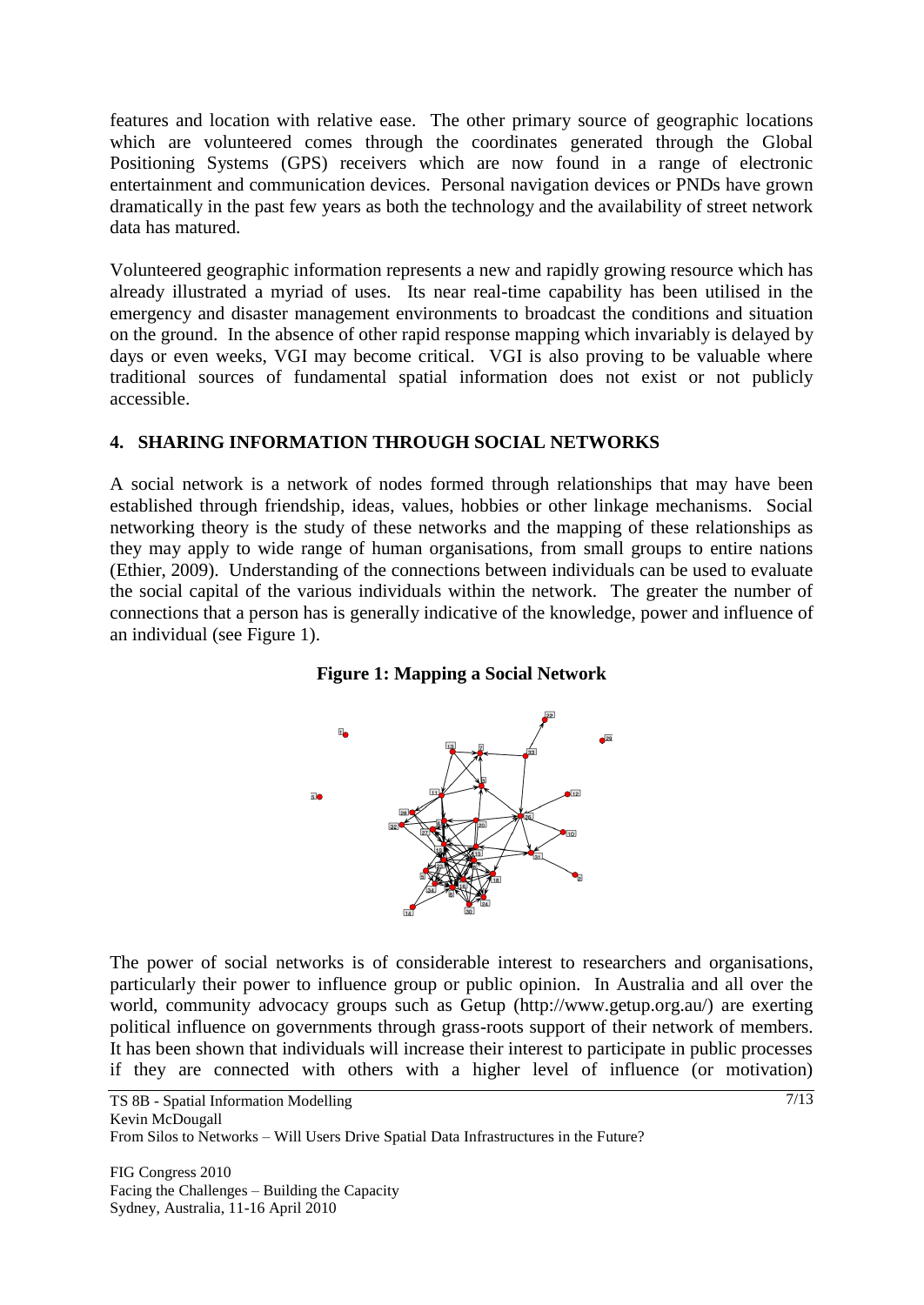features and location with relative ease. The other primary source of geographic locations which are volunteered comes through the coordinates generated through the Global Positioning Systems (GPS) receivers which are now found in a range of electronic entertainment and communication devices. Personal navigation devices or PNDs have grown dramatically in the past few years as both the technology and the availability of street network data has matured.

Volunteered geographic information represents a new and rapidly growing resource which has already illustrated a myriad of uses. Its near real-time capability has been utilised in the emergency and disaster management environments to broadcast the conditions and situation on the ground. In the absence of other rapid response mapping which invariably is delayed by days or even weeks, VGI may become critical. VGI is also proving to be valuable where traditional sources of fundamental spatial information does not exist or not publicly accessible.

## 4. SHARING INFORMATION THROUGH SOCIAL NETWORKS

A social network is a network of nodes formed through relationships that may have been established through friendship, ideas, values, hobbies or other linkage mechanisms. Social networking theory is the study of these networks and the mapping of these relationships as they may apply to wide range of human organisations, from small groups to entire nations (Ethier, 2009). Understanding of the connections between individuals can be used to evaluate the social capital of the various individuals within the network. The greater the number of connections that a person has is generally indicative of the knowledge, power and influence of an individual (see Figure 1).

**Figure 1: Mapping a Social Network**

The power of social networks is of considerable interest to researchers and organisations, particularly their power to influence group or public opinion. In Australia and all over the world, community advocacy groups such as Getup (http://www.getup.org.au/) are exerting political influence on governments through grass-roots support of their network of members. It has been shown that individuals will increase their interest to participate in public processes if they are connected with others with a higher level of influence (or motivation)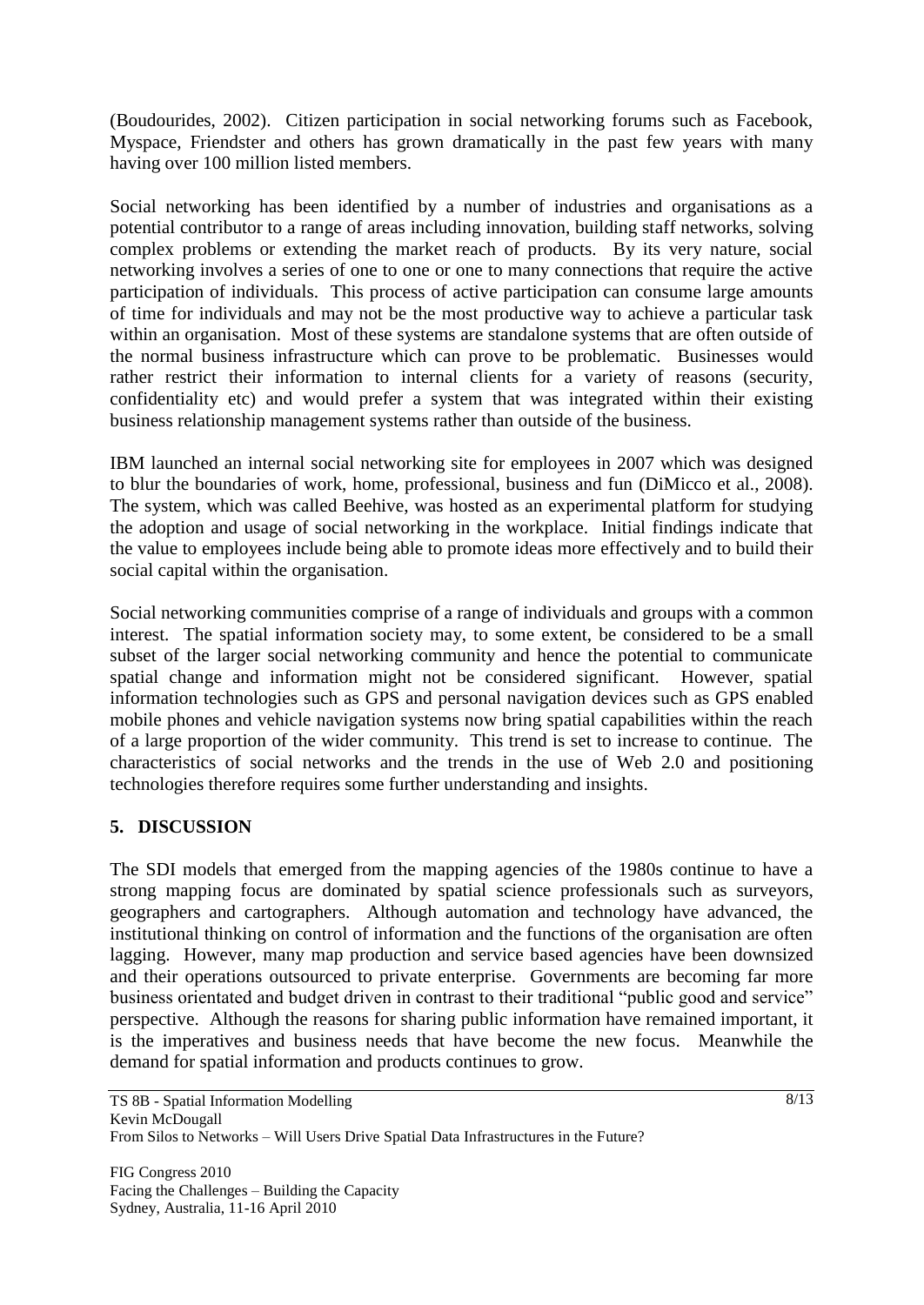(Boudourides, 2002). Citizen participation in social networking forums such as Facebook, Myspace, Friendster and others has grown dramatically in the past few years with many having over 100 million listed members.

Social networking has been identified by a number of industries and organisations as a potential contributor to a range of areas including innovation, building staff networks, solving complex problems or extending the market reach of products. By its very nature, social networking involves a series of one to one or one to many connections that require the active participation of individuals. This process of active participation can consume large amounts of time for individuals and may not be the most productive way to achieve a particular task within an organisation. Most of these systems are standalone systems that are often outside of the normal business infrastructure which can prove to be problematic. Businesses would rather restrict their information to internal clients for a variety of reasons (security, confidentiality etc) and would prefer a system that was integrated within their existing business relationship management systems rather than outside of the business.

IBM launched an internal social networking site for employees in 2007 which was designed to blur the boundaries of work, home, professional, business and fun (DiMicco et al., 2008). The system, which was called Beehive, was hosted as an experimental platform for studying the adoption and usage of social networking in the workplace. Initial findings indicate that the value to employees include being able to promote ideas more effectively and to build their social capital within the organisation.

Social networking communities comprise of a range of individuals and groups with a common interest. The spatial information society may, to some extent, be considered to be a small subset of the larger social networking community and hence the potential to communicate spatial change and information might not be considered significant. However, spatial information technologies such as GPS and personal navigation devices such as GPS enabled mobile phones and vehicle navigation systems now bring spatial capabilities within the reach of a large proportion of the wider community. This trend is set to increase to continue. The characteristics of social networks and the trends in the use of Web 2.0 and positioning technologies therefore requires some further understanding and insights.

## 5. DISCUSSION

The SDI models that emerged from the mapping agencies of the 1980s continue to have a strong mapping focus are dominated by spatial science professionals such as surveyors, geographers and cartographers. Although automation and technology have advanced, the institutional thinking on control of information and the functions of the organisation are often lagging. However, many map production and service based agencies have been downsized and their operations outsourced to private enterprise. Governments are becoming far more business orientated and budget driven in contrast to their traditional "public good and service" perspective. Although the reasons for sharing public information have remained important, it is the imperatives and business needs that have become the new focus. Meanwhile the demand for spatial information and products continues to grow.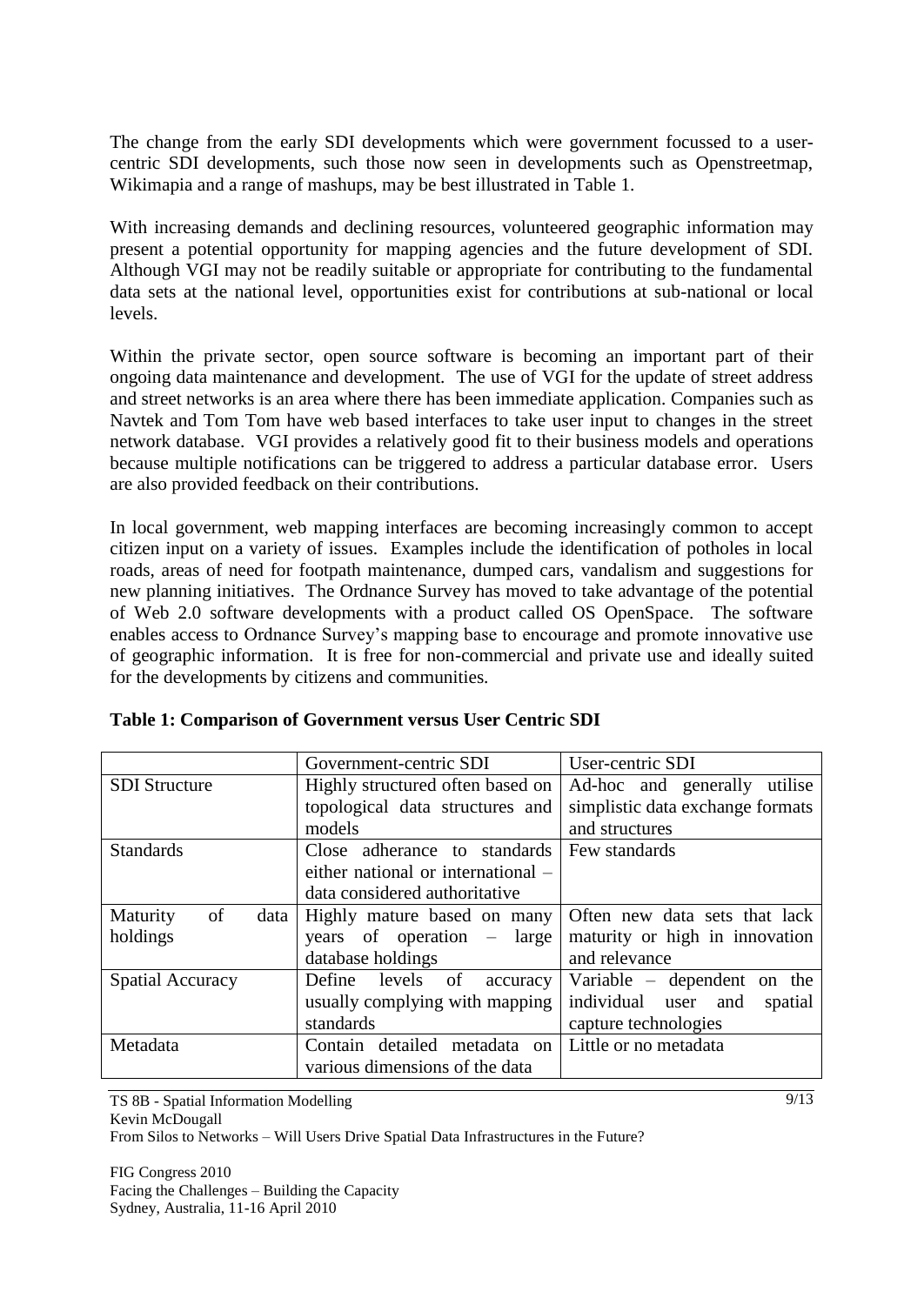The change from the early SDI developments which were government focussed to a user-centric SDI developments, such those now seen in developments such as Openstreetmap, Wikimapia and a range of mashups, may be best illustrated in Table 1.

With increasing demands and declining resources, volunteered geographic information may present a potential opportunity for mapping agencies and the future development of SDI. Although VGI may not be readily suitable or appropriate for contributing to the fundamental data sets at the national level, opportunities exist for contributions at sub-national or local levels.

Within the private sector, open source software is becoming an important part of their ongoing data maintenance and development. The use of VGI for the update of street address and street networks is an area where there has been immediate application. Companies such as Navtek and Tom Tom have web based interfaces to take user input to changes in the street network database. VGI provides a relatively good fit to their business models and operations because multiple notifications can be triggered to address a particular database error. Users are also provided feedback on their contributions.

In local government, web mapping interfaces are becoming increasingly common to accept citizen input on a variety of issues. Examples include the identification of potholes in local roads, areas of need for footpath maintenance, dumped cars, vandalism and suggestions for new planning initiatives. The Ordnance Survey has moved to take advantage of the potential of Web 2.0 software developments with a product called OS OpenSpace. The software enables access to Ordnance Survey's mapping base to encourage and promote innovative use of geographic information. It is free for non-commercial and private use and ideally suited for the developments by citizens and communities.

**Table 1: Comparison of Government versus User Centric SDI**

| | Government-centric SDI | User-centric SDI |
|---|---|---|
| SDI Structure | Highly structured often based on topological data structures and models | Ad-hoc and generally utilise simplistic data exchange formats and structures |
| Standards | Close adherance to standards either national or international – data considered authoritative | Few standards |
| Maturity of data holdings | Highly mature based on many years of operation – large database holdings | Often new data sets that lack maturity or high in innovation and relevance |
| Spatial Accuracy | Define levels of accuracy usually complying with mapping standards | Variable – dependent on the individual user and spatial capture technologies |
| Metadata | Contain detailed metadata on various dimensions of the data | Little or no metadata |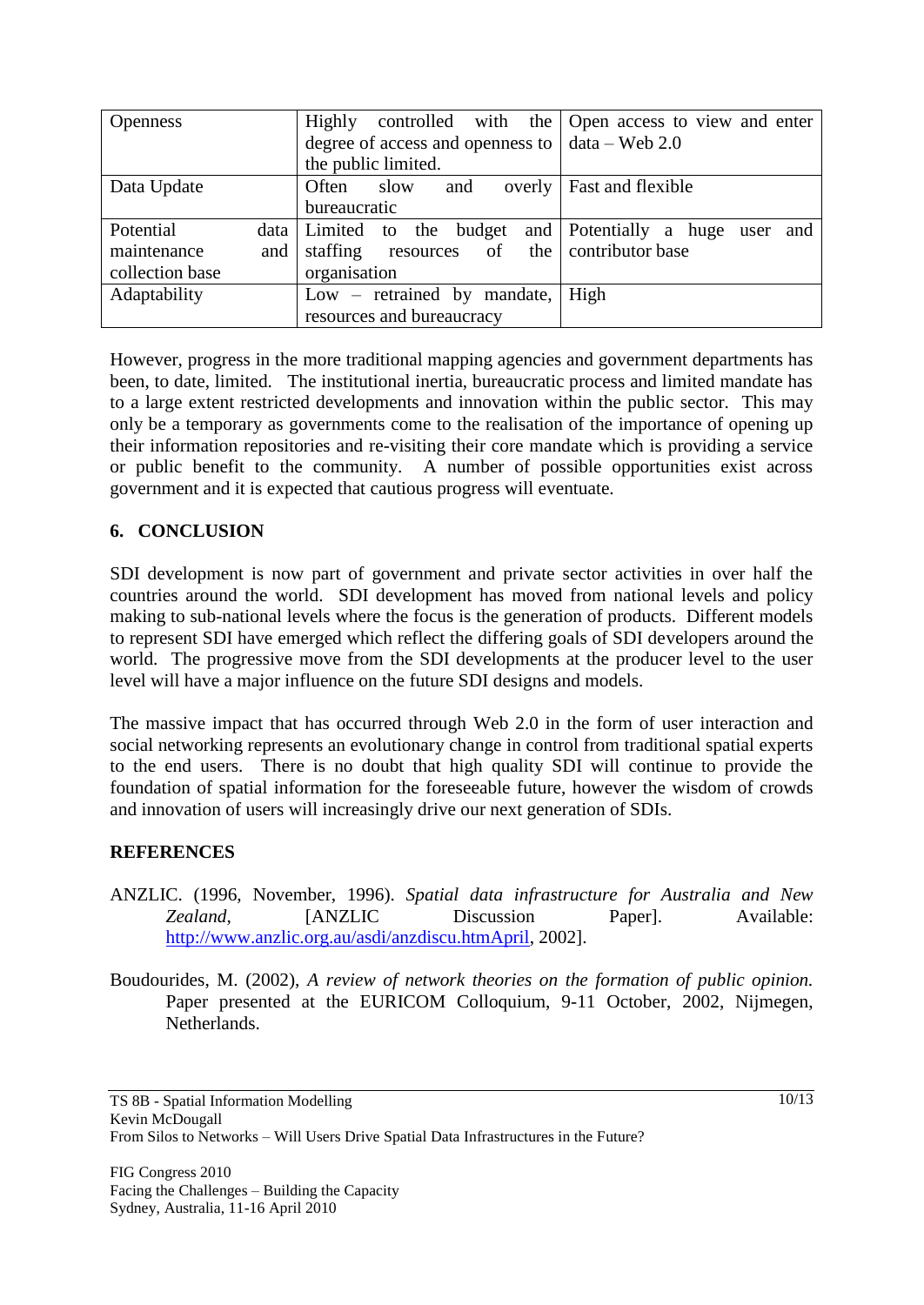| Openness | Highly controlled with the degree of access and openness to the public limited. | Open access to view and enter data – Web 2.0 |
|---|---|---|
| Data Update | Often slow and overly bureaucratic | Fast and flexible |
| Potential data maintenance and collection base | Limited to the budget and staffing resources of the organisation | Potentially a huge user and contributor base |
| Adaptability | Low – retrained by mandate, resources and bureaucracy | High |

However, progress in the more traditional mapping agencies and government departments has been, to date, limited. The institutional inertia, bureaucratic process and limited mandate has to a large extent restricted developments and innovation within the public sector. This may only be a temporary as governments come to the realisation of the importance of opening up their information repositories and re-visiting their core mandate which is providing a service or public benefit to the community. A number of possible opportunities exist across government and it is expected that cautious progress will eventuate.

## 6. CONCLUSION

SDI development is now part of government and private sector activities in over half the countries around the world. SDI development has moved from national levels and policy making to sub-national levels where the focus is the generation of products. Different models to represent SDI have emerged which reflect the differing goals of SDI developers around the world. The progressive move from the SDI developments at the producer level to the user level will have a major influence on the future SDI designs and models.

The massive impact that has occurred through Web 2.0 in the form of user interaction and social networking represents an evolutionary change in control from traditional spatial experts to the end users. There is no doubt that high quality SDI will continue to provide the foundation of spatial information for the foreseeable future, however the wisdom of crowds and innovation of users will increasingly drive our next generation of SDIs.

## REFERENCES

ANZLIC. (1996, November, 1996). *Spatial data infrastructure for Australia and New Zealand*, [ANZLIC Discussion Paper]. Available: http://www.anzlic.org.au/asdi/anzdiscu.htmApril, 2002].

Boudourides, M. (2002), *A review of network theories on the formation of public opinion.* Paper presented at the EURICOM Colloquium, 9-11 October, 2002, Nijmegen, Netherlands.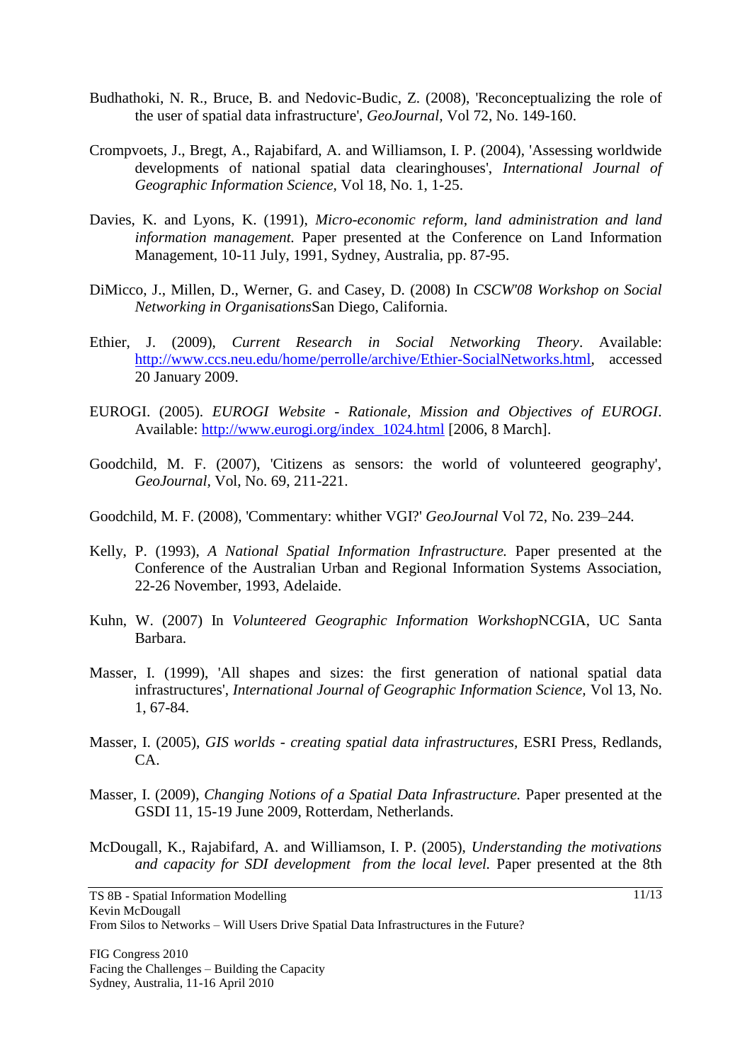Budhathoki, N. R., Bruce, B. and Nedovic-Budic, Z. (2008), 'Reconceptualizing the role of the user of spatial data infrastructure', *GeoJournal,* Vol 72, No. 149-160.

Crompvoets, J., Bregt, A., Rajabifard, A. and Williamson, I. P. (2004), 'Assessing worldwide developments of national spatial data clearinghouses', *International Journal of Geographic Information Science,* Vol 18, No. 1, 1-25.

Davies, K. and Lyons, K. (1991), *Micro-economic reform, land administration and land information management.* Paper presented at the Conference on Land Information Management, 10-11 July, 1991, Sydney, Australia, pp. 87-95.

DiMicco, J., Millen, D., Werner, G. and Casey, D. (2008) In *CSCW'08 Workshop on Social Networking in Organisations*San Diego, California.

Ethier, J. (2009), *Current Research in Social Networking Theory*. Available: http://www.ccs.neu.edu/home/perrolle/archive/Ethier-SocialNetworks.html, accessed 20 January 2009.

EUROGI. (2005). *EUROGI Website - Rationale, Mission and Objectives of EUROGI*. Available: http://www.eurogi.org/index_1024.html [2006, 8 March].

Goodchild, M. F. (2007), 'Citizens as sensors: the world of volunteered geography', *GeoJournal,* Vol, No. 69, 211-221.

Goodchild, M. F. (2008), 'Commentary: whither VGI?' *GeoJournal* Vol 72, No. 239–244.

Kelly, P. (1993), *A National Spatial Information Infrastructure.* Paper presented at the Conference of the Australian Urban and Regional Information Systems Association, 22-26 November, 1993, Adelaide.

Kuhn, W. (2007) In *Volunteered Geographic Information Workshop*NCGIA, UC Santa Barbara.

Masser, I. (1999), 'All shapes and sizes: the first generation of national spatial data infrastructures', *International Journal of Geographic Information Science,* Vol 13, No. 1, 67-84.

Masser, I. (2005), *GIS worlds - creating spatial data infrastructures,* ESRI Press, Redlands, CA.

Masser, I. (2009), *Changing Notions of a Spatial Data Infrastructure.* Paper presented at the GSDI 11, 15-19 June 2009, Rotterdam, Netherlands.

McDougall, K., Rajabifard, A. and Williamson, I. P. (2005), *Understanding the motivations and capacity for SDI development from the local level.* Paper presented at the 8th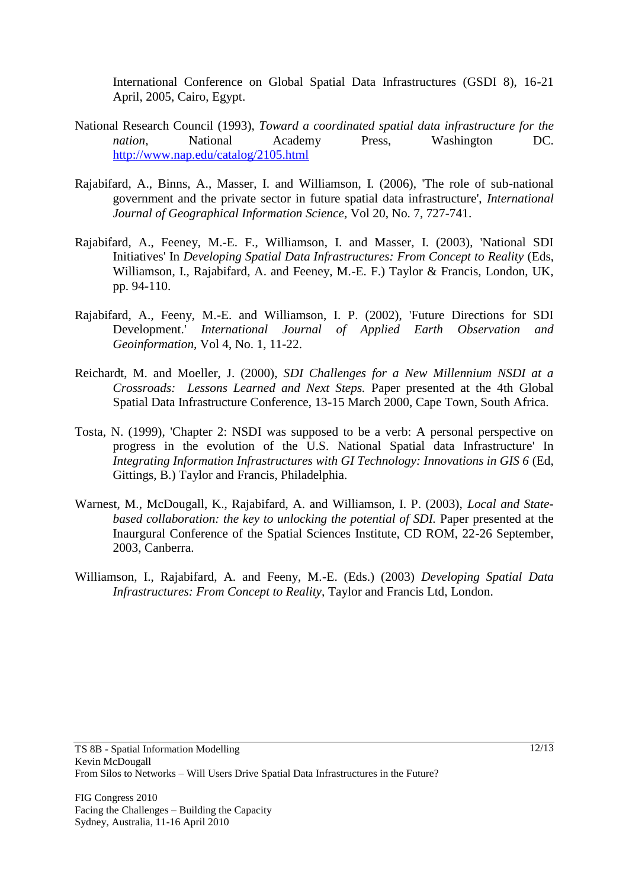International Conference on Global Spatial Data Infrastructures (GSDI 8), 16-21 April, 2005, Cairo, Egypt.

National Research Council (1993), *Toward a coordinated spatial data infrastructure for the nation*, National Academy Press, Washington DC. http://www.nap.edu/catalog/2105.html

Rajabifard, A., Binns, A., Masser, I. and Williamson, I. (2006), 'The role of sub-national government and the private sector in future spatial data infrastructure', *International Journal of Geographical Information Science*, Vol 20, No. 7, 727-741.

Rajabifard, A., Feeney, M.-E. F., Williamson, I. and Masser, I. (2003), 'National SDI Initiatives' In *Developing Spatial Data Infrastructures: From Concept to Reality* (Eds, Williamson, I., Rajabifard, A. and Feeney, M.-E. F.) Taylor & Francis, London, UK, pp. 94-110.

Rajabifard, A., Feeny, M.-E. and Williamson, I. P. (2002), 'Future Directions for SDI Development.' *International Journal of Applied Earth Observation and Geoinformation*, Vol 4, No. 1, 11-22.

Reichardt, M. and Moeller, J. (2000), *SDI Challenges for a New Millennium NSDI at a Crossroads: Lessons Learned and Next Steps.* Paper presented at the 4th Global Spatial Data Infrastructure Conference, 13-15 March 2000, Cape Town, South Africa.

Tosta, N. (1999), 'Chapter 2: NSDI was supposed to be a verb: A personal perspective on progress in the evolution of the U.S. National Spatial data Infrastructure' In *Integrating Information Infrastructures with GI Technology: Innovations in GIS 6* (Ed, Gittings, B.) Taylor and Francis, Philadelphia.

Warnest, M., McDougall, K., Rajabifard, A. and Williamson, I. P. (2003), *Local and State-based collaboration: the key to unlocking the potential of SDI.* Paper presented at the Inaurgural Conference of the Spatial Sciences Institute, CD ROM, 22-26 September, 2003, Canberra.

Williamson, I., Rajabifard, A. and Feeny, M.-E. (Eds.) (2003) *Developing Spatial Data Infrastructures: From Concept to Reality*, Taylor and Francis Ltd, London.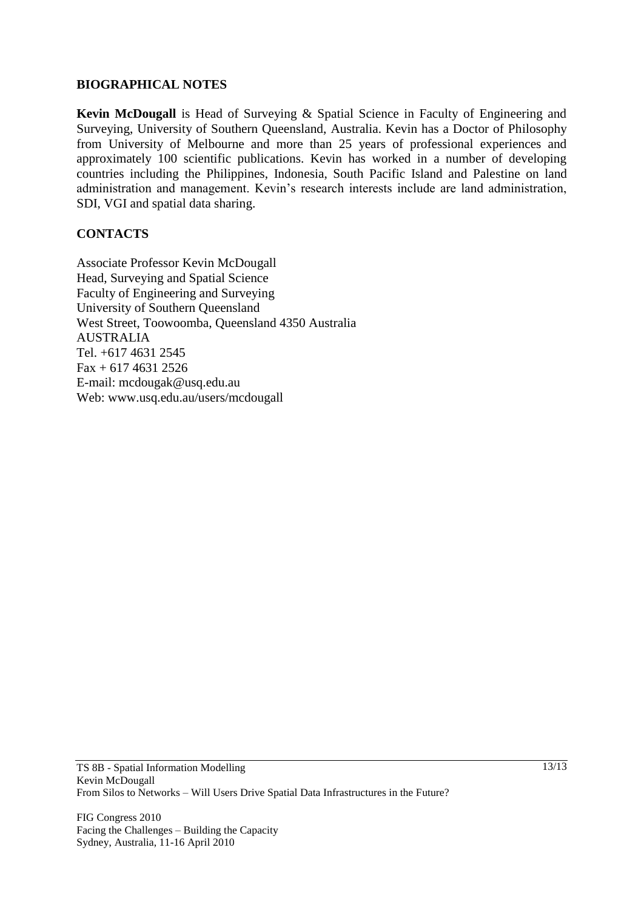## BIOGRAPHICAL NOTES

**Kevin McDougall** is Head of Surveying & Spatial Science in Faculty of Engineering and Surveying, University of Southern Queensland, Australia. Kevin has a Doctor of Philosophy from University of Melbourne and more than 25 years of professional experiences and approximately 100 scientific publications. Kevin has worked in a number of developing countries including the Philippines, Indonesia, South Pacific Island and Palestine on land administration and management. Kevin's research interests include are land administration, SDI, VGI and spatial data sharing.

## CONTACTS

Associate Professor Kevin McDougall
Head, Surveying and Spatial Science
Faculty of Engineering and Surveying
University of Southern Queensland
West Street, Toowoomba, Queensland 4350 Australia
AUSTRALIA
Tel. +617 4631 2545
Fax + 617 4631 2526
E-mail: mcdougak@usq.edu.au
Web: www.usq.edu.au/users/mcdougall